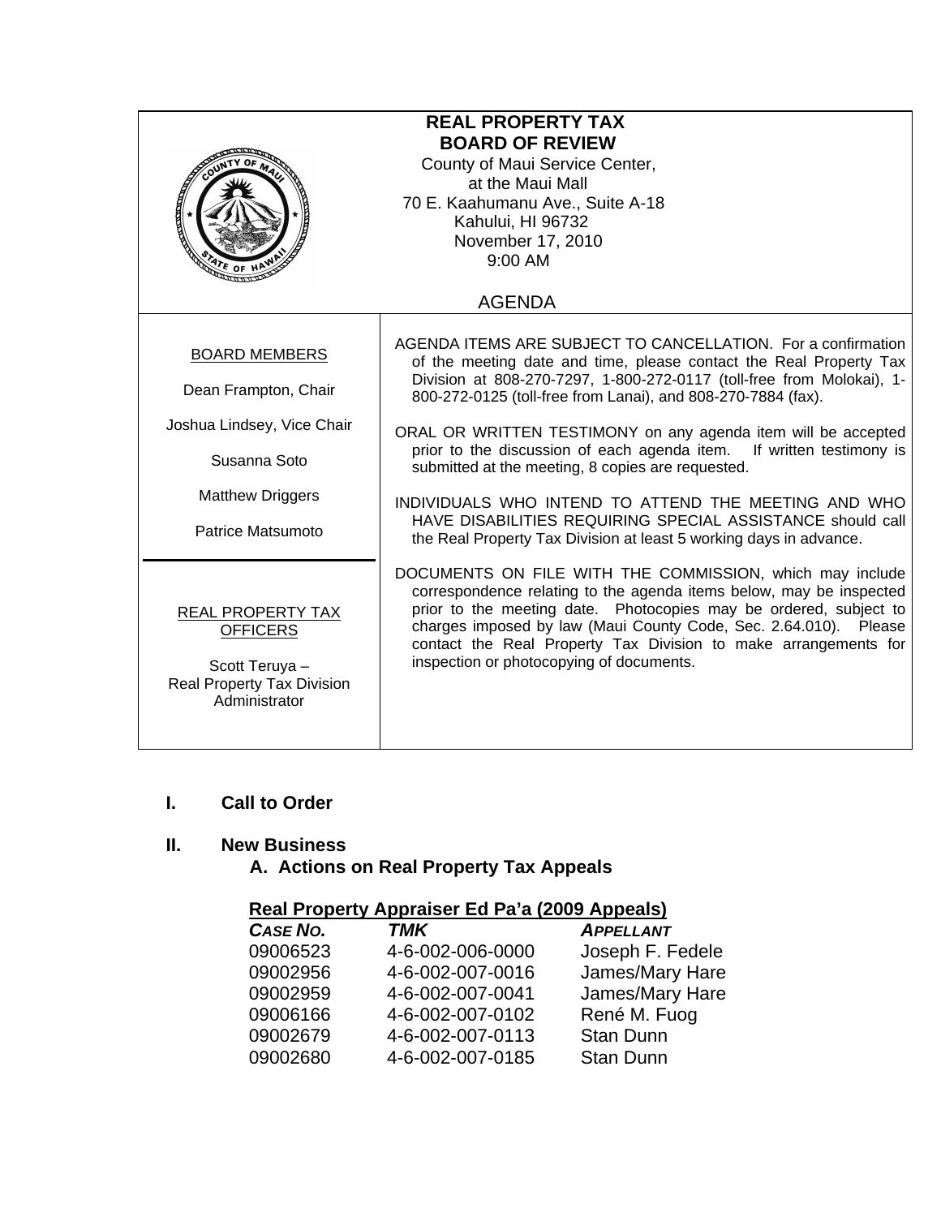# REAL PROPERTY TAX BOARD OF REVIEW

County of Maui Service Center,
at the Maui Mall
70 E. Kaahumanu Ave., Suite A-18
Kahului, HI 96732
November 17, 2010
9:00 AM

## AGENDA

**BOARD MEMBERS**

Dean Frampton, Chair

Joshua Lindsey, Vice Chair

Susanna Soto

Matthew Driggers

Patrice Matsumoto

**REAL PROPERTY TAX OFFICERS**

Scott Teruya – Real Property Tax Division Administrator

AGENDA ITEMS ARE SUBJECT TO CANCELLATION. For a confirmation of the meeting date and time, please contact the Real Property Tax Division at 808-270-7297, 1-800-272-0117 (toll-free from Molokai), 1-800-272-0125 (toll-free from Lanai), and 808-270-7884 (fax).

ORAL OR WRITTEN TESTIMONY on any agenda item will be accepted prior to the discussion of each agenda item. If written testimony is submitted at the meeting, 8 copies are requested.

INDIVIDUALS WHO INTEND TO ATTEND THE MEETING AND WHO HAVE DISABILITIES REQUIRING SPECIAL ASSISTANCE should call the Real Property Tax Division at least 5 working days in advance.

DOCUMENTS ON FILE WITH THE COMMISSION, which may include correspondence relating to the agenda items below, may be inspected prior to the meeting date. Photocopies may be ordered, subject to charges imposed by law (Maui County Code, Sec. 2.64.010). Please contact the Real Property Tax Division to make arrangements for inspection or photocopying of documents.

## I. Call to Order

## II. New Business

### A. Actions on Real Property Tax Appeals

**Real Property Appraiser Ed Pa'a (2009 Appeals)**

| *CASE NO.* | *TMK* | *APPELLANT* |
|---|---|---|
| 09006523 | 4-6-002-006-0000 | Joseph F. Fedele |
| 09002956 | 4-6-002-007-0016 | James/Mary Hare |
| 09002959 | 4-6-002-007-0041 | James/Mary Hare |
| 09006166 | 4-6-002-007-0102 | René M. Fuog |
| 09002679 | 4-6-002-007-0113 | Stan Dunn |
| 09002680 | 4-6-002-007-0185 | Stan Dunn |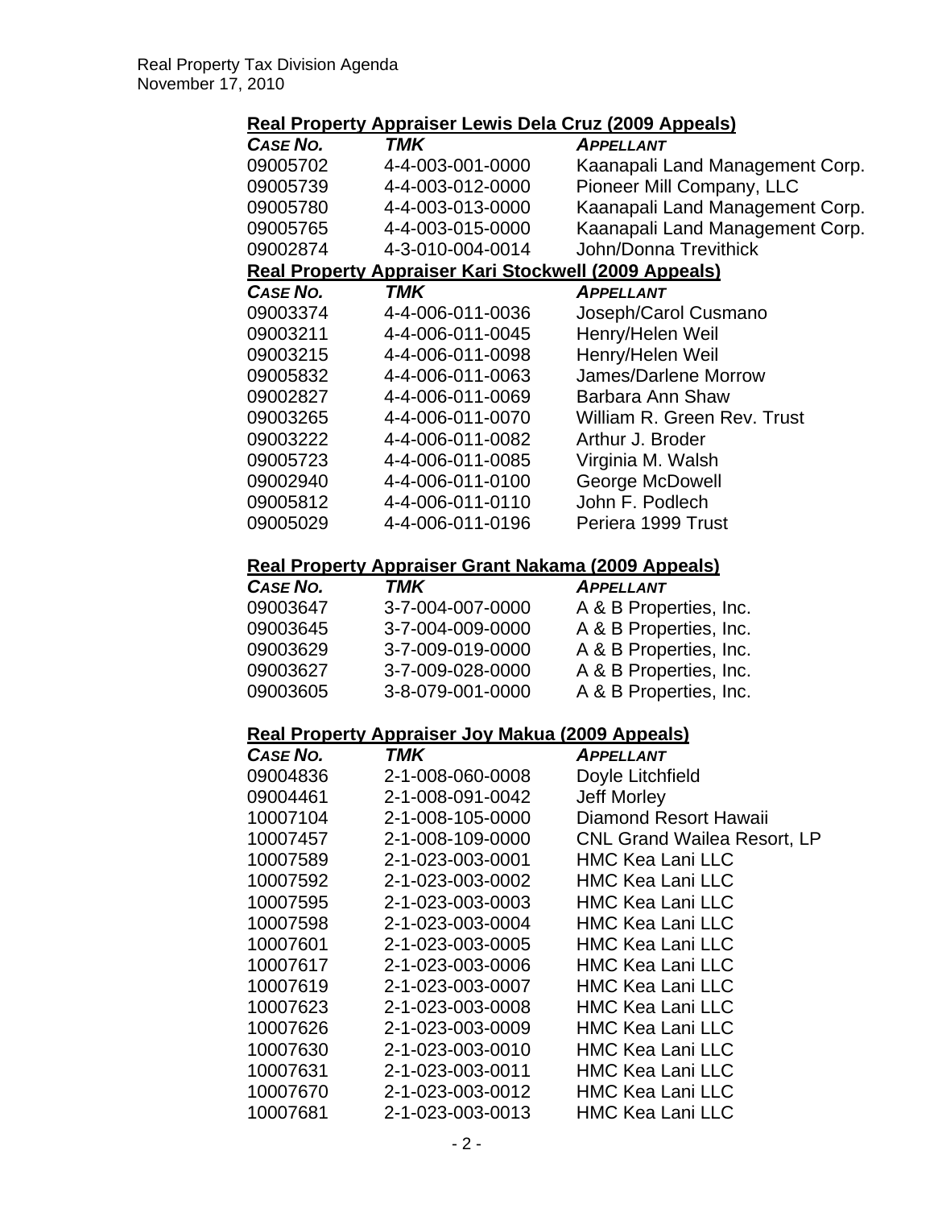**Real Property Appraiser Lewis Dela Cruz (2009 Appeals)**

| CASE NO. | TMK | APPELLANT |
|---|---|---|
| 09005702 | 4-4-003-001-0000 | Kaanapali Land Management Corp. |
| 09005739 | 4-4-003-012-0000 | Pioneer Mill Company, LLC |
| 09005780 | 4-4-003-013-0000 | Kaanapali Land Management Corp. |
| 09005765 | 4-4-003-015-0000 | Kaanapali Land Management Corp. |
| 09002874 | 4-3-010-004-0014 | John/Donna Trevithick |

**Real Property Appraiser Kari Stockwell (2009 Appeals)**

| CASE NO. | TMK | APPELLANT |
|---|---|---|
| 09003374 | 4-4-006-011-0036 | Joseph/Carol Cusmano |
| 09003211 | 4-4-006-011-0045 | Henry/Helen Weil |
| 09003215 | 4-4-006-011-0098 | Henry/Helen Weil |
| 09005832 | 4-4-006-011-0063 | James/Darlene Morrow |
| 09002827 | 4-4-006-011-0069 | Barbara Ann Shaw |
| 09003265 | 4-4-006-011-0070 | William R. Green Rev. Trust |
| 09003222 | 4-4-006-011-0082 | Arthur J. Broder |
| 09005723 | 4-4-006-011-0085 | Virginia M. Walsh |
| 09002940 | 4-4-006-011-0100 | George McDowell |
| 09005812 | 4-4-006-011-0110 | John F. Podlech |
| 09005029 | 4-4-006-011-0196 | Periera 1999 Trust |

**Real Property Appraiser Grant Nakama (2009 Appeals)**

| CASE NO. | TMK | APPELLANT |
|---|---|---|
| 09003647 | 3-7-004-007-0000 | A & B Properties, Inc. |
| 09003645 | 3-7-004-009-0000 | A & B Properties, Inc. |
| 09003629 | 3-7-009-019-0000 | A & B Properties, Inc. |
| 09003627 | 3-7-009-028-0000 | A & B Properties, Inc. |
| 09003605 | 3-8-079-001-0000 | A & B Properties, Inc. |

**Real Property Appraiser Joy Makua (2009 Appeals)**

| CASE NO. | TMK | APPELLANT |
|---|---|---|
| 09004836 | 2-1-008-060-0008 | Doyle Litchfield |
| 09004461 | 2-1-008-091-0042 | Jeff Morley |
| 10007104 | 2-1-008-105-0000 | Diamond Resort Hawaii |
| 10007457 | 2-1-008-109-0000 | CNL Grand Wailea Resort, LP |
| 10007589 | 2-1-023-003-0001 | HMC Kea Lani LLC |
| 10007592 | 2-1-023-003-0002 | HMC Kea Lani LLC |
| 10007595 | 2-1-023-003-0003 | HMC Kea Lani LLC |
| 10007598 | 2-1-023-003-0004 | HMC Kea Lani LLC |
| 10007601 | 2-1-023-003-0005 | HMC Kea Lani LLC |
| 10007617 | 2-1-023-003-0006 | HMC Kea Lani LLC |
| 10007619 | 2-1-023-003-0007 | HMC Kea Lani LLC |
| 10007623 | 2-1-023-003-0008 | HMC Kea Lani LLC |
| 10007626 | 2-1-023-003-0009 | HMC Kea Lani LLC |
| 10007630 | 2-1-023-003-0010 | HMC Kea Lani LLC |
| 10007631 | 2-1-023-003-0011 | HMC Kea Lani LLC |
| 10007670 | 2-1-023-003-0012 | HMC Kea Lani LLC |
| 10007681 | 2-1-023-003-0013 | HMC Kea Lani LLC |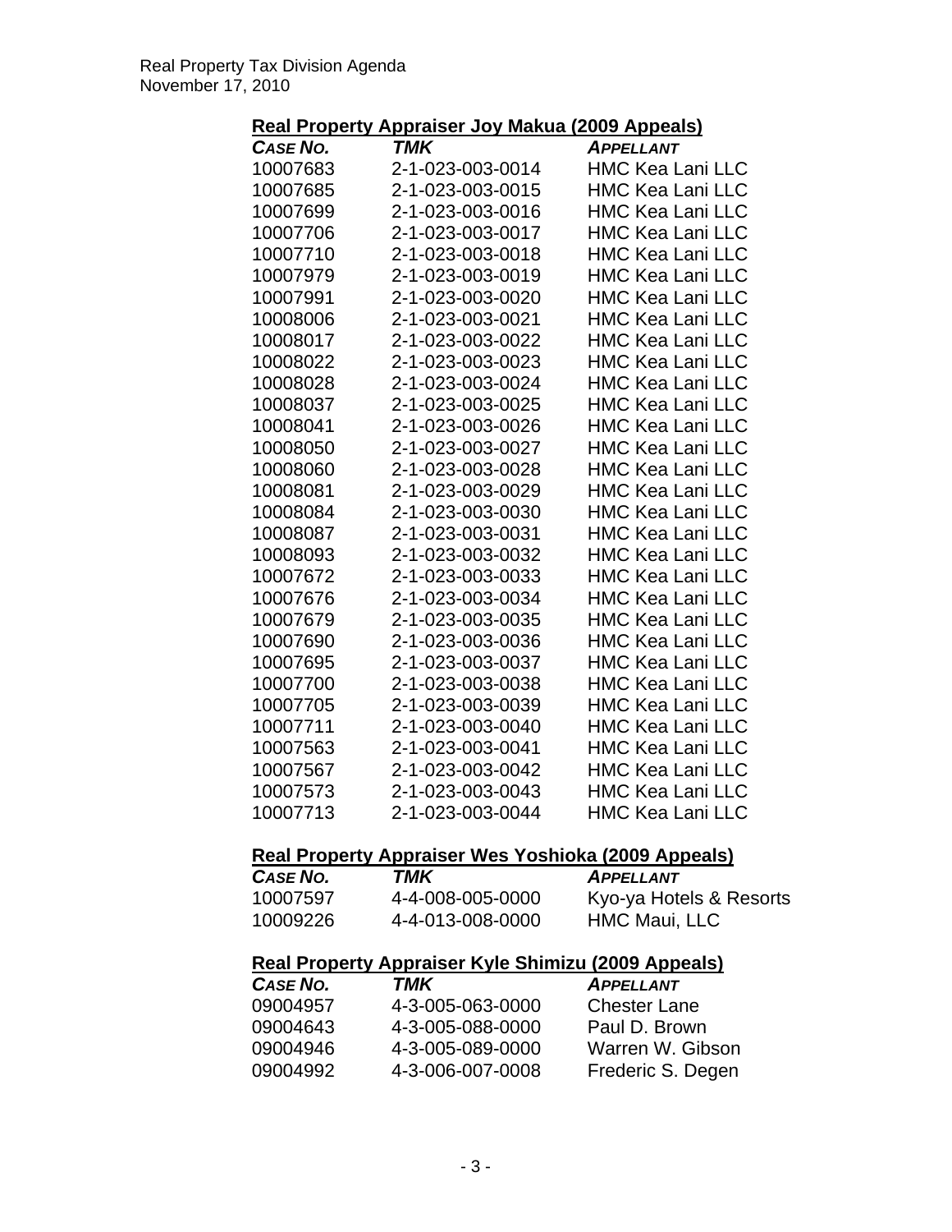### Real Property Appraiser Joy Makua (2009 Appeals)

| CASE NO. | TMK | APPELLANT |
|---|---|---|
| 10007683 | 2-1-023-003-0014 | HMC Kea Lani LLC |
| 10007685 | 2-1-023-003-0015 | HMC Kea Lani LLC |
| 10007699 | 2-1-023-003-0016 | HMC Kea Lani LLC |
| 10007706 | 2-1-023-003-0017 | HMC Kea Lani LLC |
| 10007710 | 2-1-023-003-0018 | HMC Kea Lani LLC |
| 10007979 | 2-1-023-003-0019 | HMC Kea Lani LLC |
| 10007991 | 2-1-023-003-0020 | HMC Kea Lani LLC |
| 10008006 | 2-1-023-003-0021 | HMC Kea Lani LLC |
| 10008017 | 2-1-023-003-0022 | HMC Kea Lani LLC |
| 10008022 | 2-1-023-003-0023 | HMC Kea Lani LLC |
| 10008028 | 2-1-023-003-0024 | HMC Kea Lani LLC |
| 10008037 | 2-1-023-003-0025 | HMC Kea Lani LLC |
| 10008041 | 2-1-023-003-0026 | HMC Kea Lani LLC |
| 10008050 | 2-1-023-003-0027 | HMC Kea Lani LLC |
| 10008060 | 2-1-023-003-0028 | HMC Kea Lani LLC |
| 10008081 | 2-1-023-003-0029 | HMC Kea Lani LLC |
| 10008084 | 2-1-023-003-0030 | HMC Kea Lani LLC |
| 10008087 | 2-1-023-003-0031 | HMC Kea Lani LLC |
| 10008093 | 2-1-023-003-0032 | HMC Kea Lani LLC |
| 10007672 | 2-1-023-003-0033 | HMC Kea Lani LLC |
| 10007676 | 2-1-023-003-0034 | HMC Kea Lani LLC |
| 10007679 | 2-1-023-003-0035 | HMC Kea Lani LLC |
| 10007690 | 2-1-023-003-0036 | HMC Kea Lani LLC |
| 10007695 | 2-1-023-003-0037 | HMC Kea Lani LLC |
| 10007700 | 2-1-023-003-0038 | HMC Kea Lani LLC |
| 10007705 | 2-1-023-003-0039 | HMC Kea Lani LLC |
| 10007711 | 2-1-023-003-0040 | HMC Kea Lani LLC |
| 10007563 | 2-1-023-003-0041 | HMC Kea Lani LLC |
| 10007567 | 2-1-023-003-0042 | HMC Kea Lani LLC |
| 10007573 | 2-1-023-003-0043 | HMC Kea Lani LLC |
| 10007713 | 2-1-023-003-0044 | HMC Kea Lani LLC |

### Real Property Appraiser Wes Yoshioka (2009 Appeals)

| CASE NO. | TMK | APPELLANT |
|---|---|---|
| 10007597 | 4-4-008-005-0000 | Kyo-ya Hotels & Resorts |
| 10009226 | 4-4-013-008-0000 | HMC Maui, LLC |

### Real Property Appraiser Kyle Shimizu (2009 Appeals)

| CASE NO. | TMK | APPELLANT |
|---|---|---|
| 09004957 | 4-3-005-063-0000 | Chester Lane |
| 09004643 | 4-3-005-088-0000 | Paul D. Brown |
| 09004946 | 4-3-005-089-0000 | Warren W. Gibson |
| 09004992 | 4-3-006-007-0008 | Frederic S. Degen |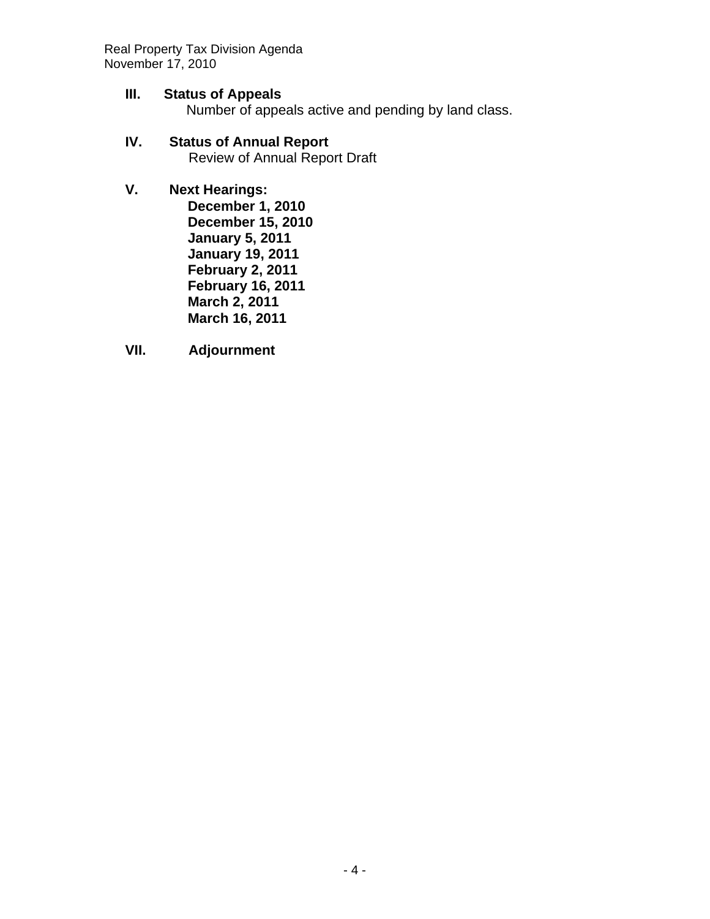**III. Status of Appeals**

Number of appeals active and pending by land class.

**IV. Status of Annual Report**

Review of Annual Report Draft

**V. Next Hearings:**

**December 1, 2010**
**December 15, 2010**
**January 5, 2011**
**January 19, 2011**
**February 2, 2011**
**February 16, 2011**
**March 2, 2011**
**March 16, 2011**

**VII. Adjournment**